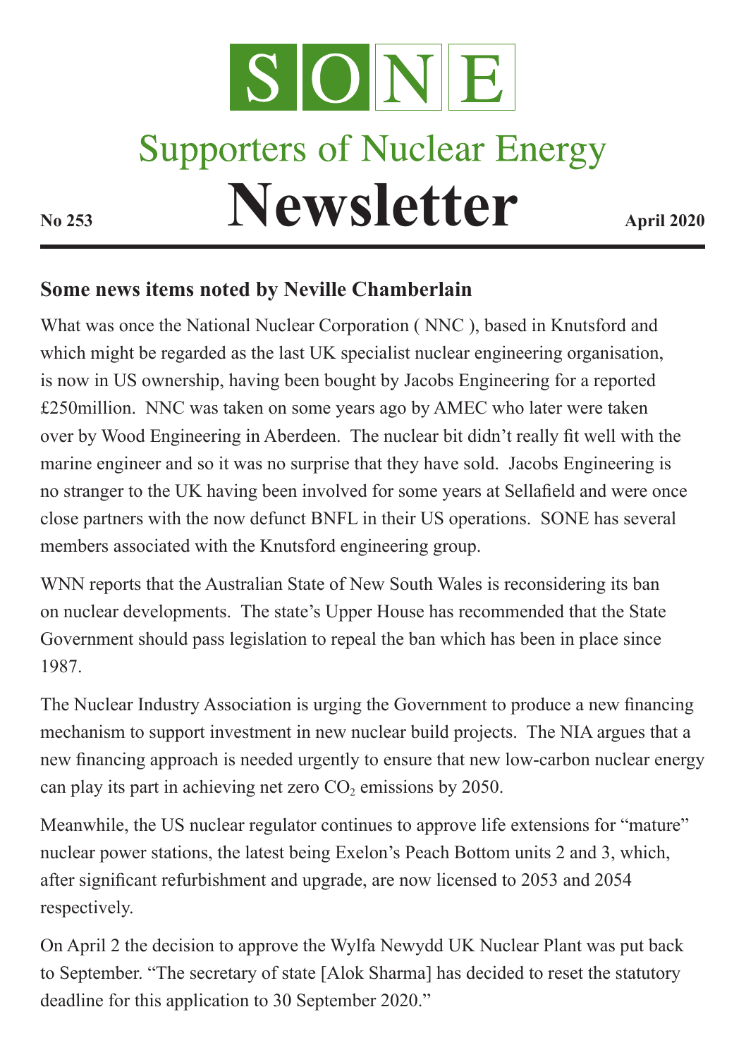# SONE

## Supporters of Nuclear Energy

# Newsletter

**No 253** **April 2020**

### Some news items noted by Neville Chamberlain

What was once the National Nuclear Corporation ( NNC ), based in Knutsford and which might be regarded as the last UK specialist nuclear engineering organisation, is now in US ownership, having been bought by Jacobs Engineering for a reported £250million. NNC was taken on some years ago by AMEC who later were taken over by Wood Engineering in Aberdeen. The nuclear bit didn't really fit well with the marine engineer and so it was no surprise that they have sold. Jacobs Engineering is no stranger to the UK having been involved for some years at Sellafield and were once close partners with the now defunct BNFL in their US operations. SONE has several members associated with the Knutsford engineering group.

WNN reports that the Australian State of New South Wales is reconsidering its ban on nuclear developments. The state's Upper House has recommended that the State Government should pass legislation to repeal the ban which has been in place since 1987.

The Nuclear Industry Association is urging the Government to produce a new financing mechanism to support investment in new nuclear build projects. The NIA argues that a new financing approach is needed urgently to ensure that new low-carbon nuclear energy can play its part in achieving net zero $CO_2$ emissions by 2050.

Meanwhile, the US nuclear regulator continues to approve life extensions for "mature" nuclear power stations, the latest being Exelon's Peach Bottom units 2 and 3, which, after significant refurbishment and upgrade, are now licensed to 2053 and 2054 respectively.

On April 2 the decision to approve the Wylfa Newydd UK Nuclear Plant was put back to September. "The secretary of state [Alok Sharma] has decided to reset the statutory deadline for this application to 30 September 2020."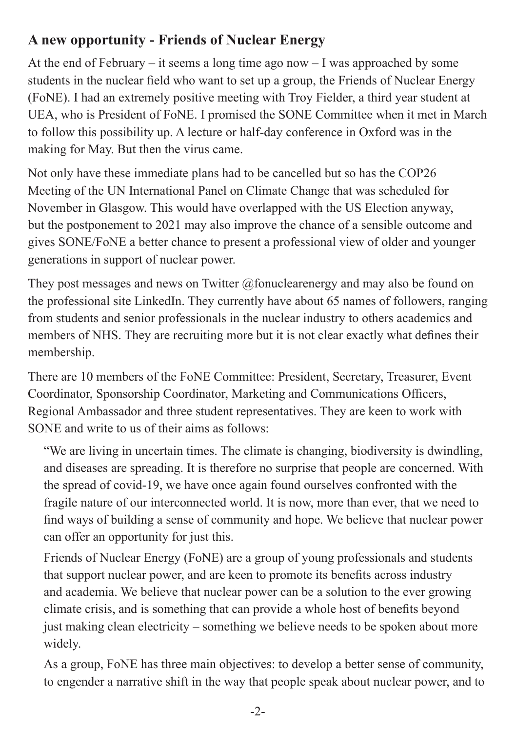## A new opportunity - Friends of Nuclear Energy

At the end of February – it seems a long time ago now – I was approached by some students in the nuclear field who want to set up a group, the Friends of Nuclear Energy (FoNE). I had an extremely positive meeting with Troy Fielder, a third year student at UEA, who is President of FoNE. I promised the SONE Committee when it met in March to follow this possibility up. A lecture or half-day conference in Oxford was in the making for May. But then the virus came.

Not only have these immediate plans had to be cancelled but so has the COP26 Meeting of the UN International Panel on Climate Change that was scheduled for November in Glasgow. This would have overlapped with the US Election anyway, but the postponement to 2021 may also improve the chance of a sensible outcome and gives SONE/FoNE a better chance to present a professional view of older and younger generations in support of nuclear power.

They post messages and news on Twitter @fonuclearenergy and may also be found on the professional site LinkedIn. They currently have about 65 names of followers, ranging from students and senior professionals in the nuclear industry to others academics and members of NHS. They are recruiting more but it is not clear exactly what defines their membership.

There are 10 members of the FoNE Committee: President, Secretary, Treasurer, Event Coordinator, Sponsorship Coordinator, Marketing and Communications Officers, Regional Ambassador and three student representatives. They are keen to work with SONE and write to us of their aims as follows:

> "We are living in uncertain times. The climate is changing, biodiversity is dwindling, and diseases are spreading. It is therefore no surprise that people are concerned. With the spread of covid-19, we have once again found ourselves confronted with the fragile nature of our interconnected world. It is now, more than ever, that we need to find ways of building a sense of community and hope. We believe that nuclear power can offer an opportunity for just this.
>
> Friends of Nuclear Energy (FoNE) are a group of young professionals and students that support nuclear power, and are keen to promote its benefits across industry and academia. We believe that nuclear power can be a solution to the ever growing climate crisis, and is something that can provide a whole host of benefits beyond just making clean electricity – something we believe needs to be spoken about more widely.
>
> As a group, FoNE has three main objectives: to develop a better sense of community, to engender a narrative shift in the way that people speak about nuclear power, and to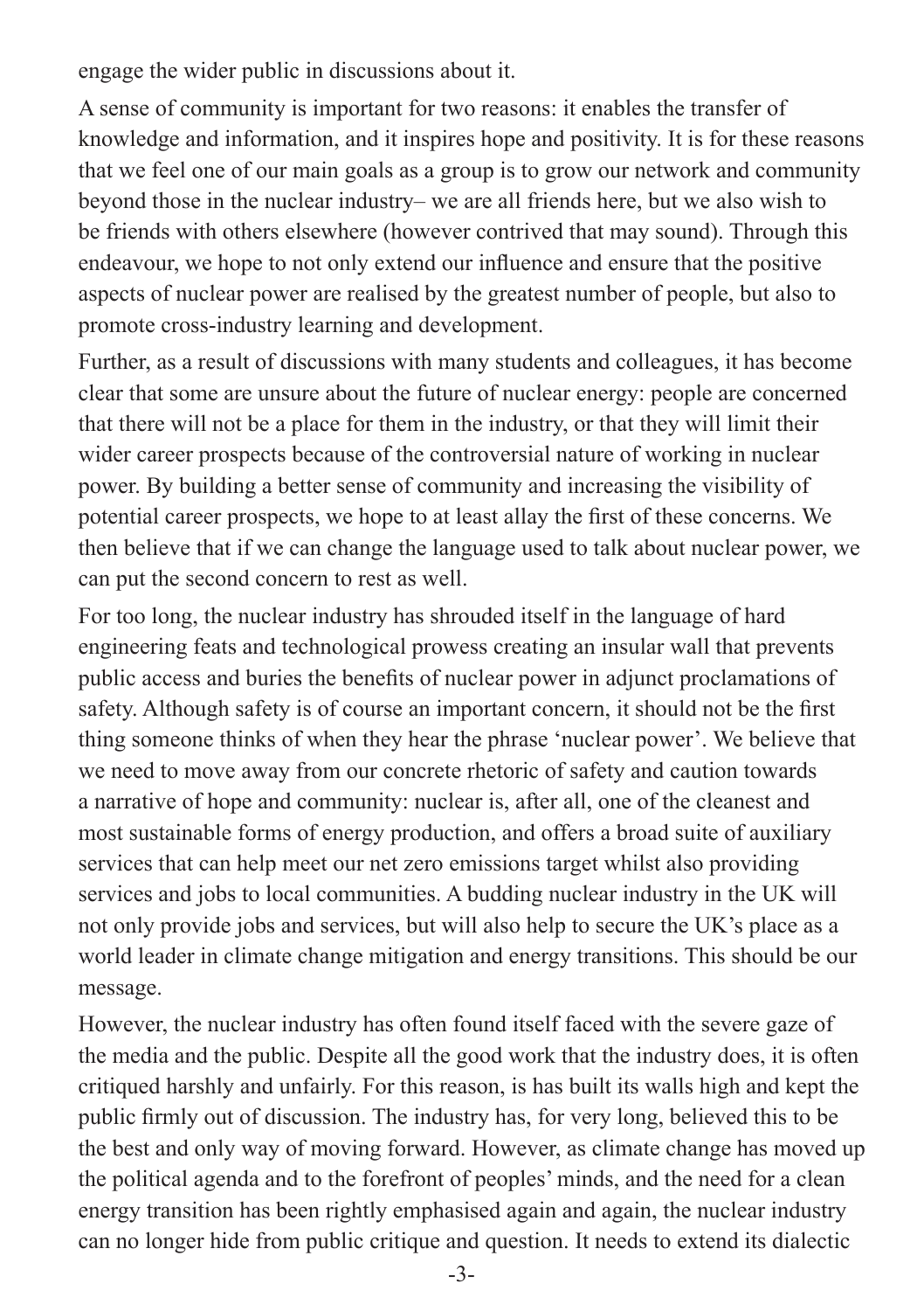engage the wider public in discussions about it.

A sense of community is important for two reasons: it enables the transfer of knowledge and information, and it inspires hope and positivity. It is for these reasons that we feel one of our main goals as a group is to grow our network and community beyond those in the nuclear industry– we are all friends here, but we also wish to be friends with others elsewhere (however contrived that may sound). Through this endeavour, we hope to not only extend our influence and ensure that the positive aspects of nuclear power are realised by the greatest number of people, but also to promote cross-industry learning and development.

Further, as a result of discussions with many students and colleagues, it has become clear that some are unsure about the future of nuclear energy: people are concerned that there will not be a place for them in the industry, or that they will limit their wider career prospects because of the controversial nature of working in nuclear power. By building a better sense of community and increasing the visibility of potential career prospects, we hope to at least allay the first of these concerns. We then believe that if we can change the language used to talk about nuclear power, we can put the second concern to rest as well.

For too long, the nuclear industry has shrouded itself in the language of hard engineering feats and technological prowess creating an insular wall that prevents public access and buries the benefits of nuclear power in adjunct proclamations of safety. Although safety is of course an important concern, it should not be the first thing someone thinks of when they hear the phrase 'nuclear power'. We believe that we need to move away from our concrete rhetoric of safety and caution towards a narrative of hope and community: nuclear is, after all, one of the cleanest and most sustainable forms of energy production, and offers a broad suite of auxiliary services that can help meet our net zero emissions target whilst also providing services and jobs to local communities. A budding nuclear industry in the UK will not only provide jobs and services, but will also help to secure the UK's place as a world leader in climate change mitigation and energy transitions. This should be our message.

However, the nuclear industry has often found itself faced with the severe gaze of the media and the public. Despite all the good work that the industry does, it is often critiqued harshly and unfairly. For this reason, is has built its walls high and kept the public firmly out of discussion. The industry has, for very long, believed this to be the best and only way of moving forward. However, as climate change has moved up the political agenda and to the forefront of peoples' minds, and the need for a clean energy transition has been rightly emphasised again and again, the nuclear industry can no longer hide from public critique and question. It needs to extend its dialectic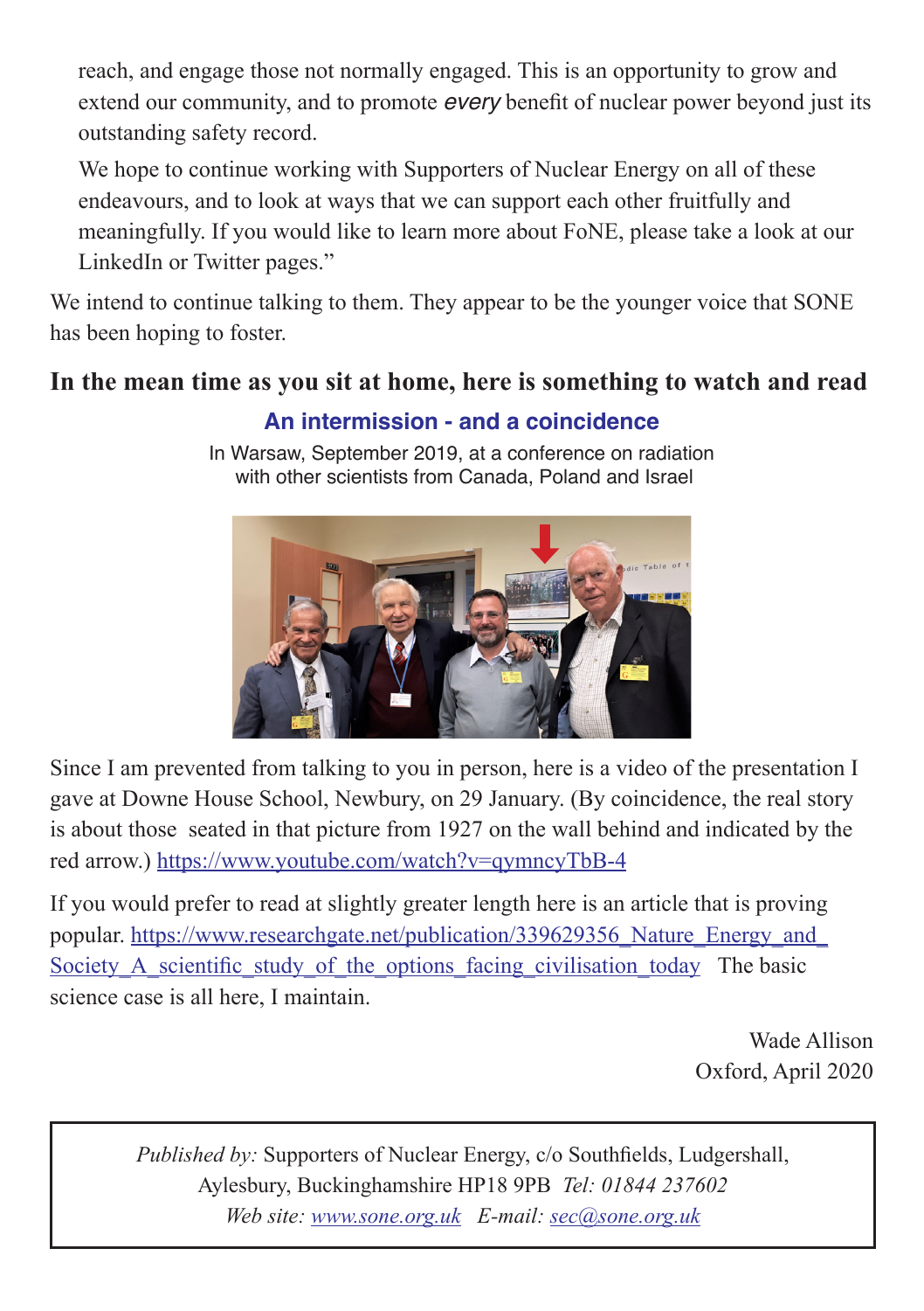reach, and engage those not normally engaged. This is an opportunity to grow and extend our community, and to promote *every* benefit of nuclear power beyond just its outstanding safety record.

We hope to continue working with Supporters of Nuclear Energy on all of these endeavours, and to look at ways that we can support each other fruitfully and meaningfully. If you would like to learn more about FoNE, please take a look at our LinkedIn or Twitter pages."

We intend to continue talking to them. They appear to be the younger voice that SONE has been hoping to foster.

## In the mean time as you sit at home, here is something to watch and read

### An intermission - and a coincidence

In Warsaw, September 2019, at a conference on radiation with other scientists from Canada, Poland and Israel

Since I am prevented from talking to you in person, here is a video of the presentation I gave at Downe House School, Newbury, on 29 January. (By coincidence, the real story is about those seated in that picture from 1927 on the wall behind and indicated by the red arrow.) https://www.youtube.com/watch?v=qymncyTbB-4

If you would prefer to read at slightly greater length here is an article that is proving popular. https://www.researchgate.net/publication/339629356_Nature_Energy_and_Society_A_scientific_study_of_the_options_facing_civilisation_today The basic science case is all here, I maintain.

Wade Allison
Oxford, April 2020

*Published by:* Supporters of Nuclear Energy, c/o Southfields, Ludgershall, Aylesbury, Buckinghamshire HP18 9PB *Tel: 01844 237602*
*Web site: www.sone.org.uk E-mail: sec@sone.org.uk*